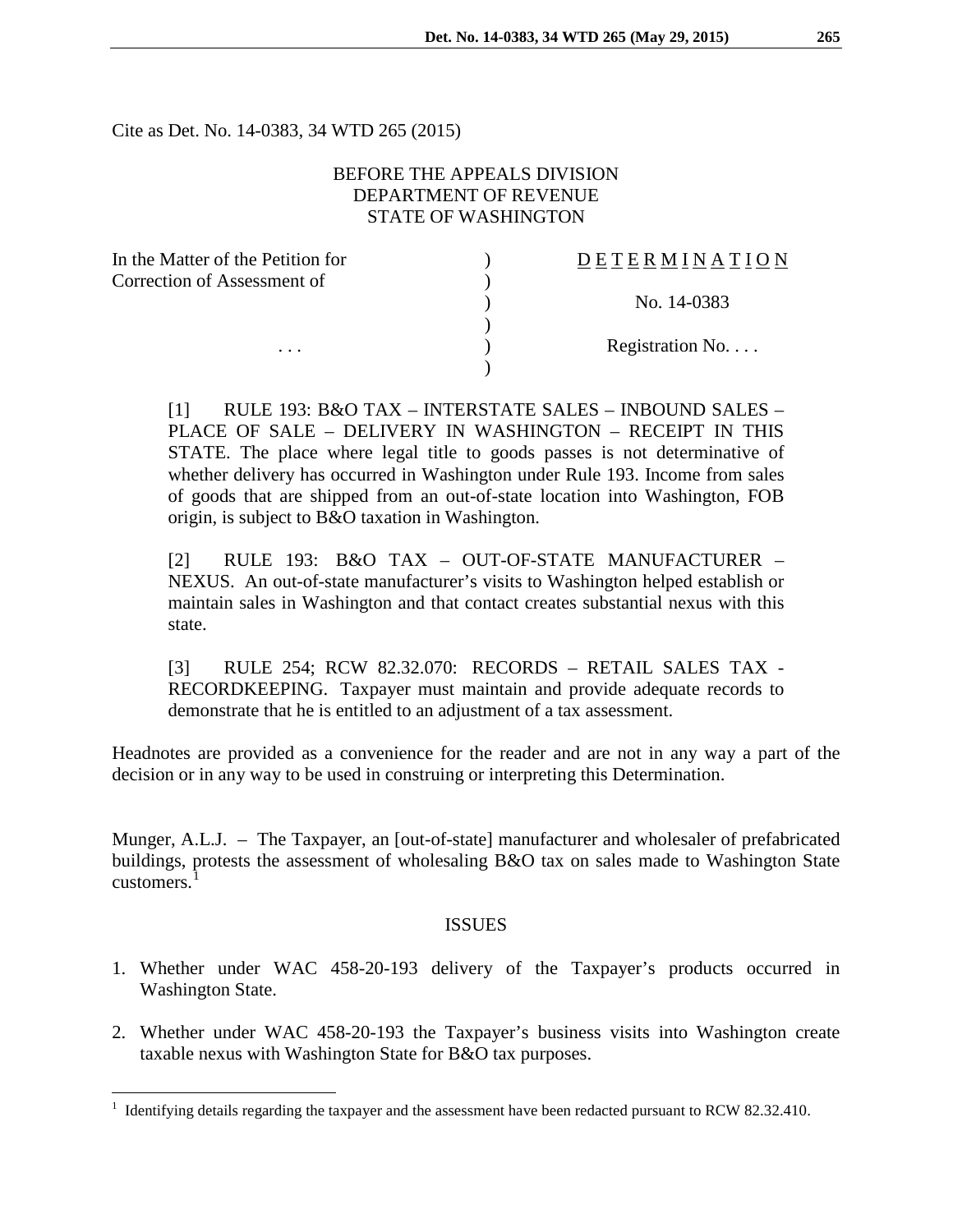Cite as Det. No. 14-0383, 34 WTD 265 (2015)

BEFORE THE APPEALS DIVISION
DEPARTMENT OF REVENUE
STATE OF WASHINGTON

| In the Matter of the Petition for Correction of Assessment of | ) | DETERMINATION |
|---|---|---|
| | ) | No. 14-0383 |
| . . . | ) | Registration No. . . . |

[1] RULE 193: B&O TAX – INTERSTATE SALES – INBOUND SALES – PLACE OF SALE – DELIVERY IN WASHINGTON – RECEIPT IN THIS STATE. The place where legal title to goods passes is not determinative of whether delivery has occurred in Washington under Rule 193. Income from sales of goods that are shipped from an out-of-state location into Washington, FOB origin, is subject to B&O taxation in Washington.

[2] RULE 193: B&O TAX – OUT-OF-STATE MANUFACTURER – NEXUS. An out-of-state manufacturer's visits to Washington helped establish or maintain sales in Washington and that contact creates substantial nexus with this state.

[3] RULE 254; RCW 82.32.070: RECORDS – RETAIL SALES TAX - RECORDKEEPING. Taxpayer must maintain and provide adequate records to demonstrate that he is entitled to an adjustment of a tax assessment.

Headnotes are provided as a convenience for the reader and are not in any way a part of the decision or in any way to be used in construing or interpreting this Determination.

Munger, A.L.J. – The Taxpayer, an [out-of-state] manufacturer and wholesaler of prefabricated buildings, protests the assessment of wholesaling B&O tax on sales made to Washington State customers.[1]

## ISSUES

1. Whether under WAC 458-20-193 delivery of the Taxpayer's products occurred in Washington State.
2. Whether under WAC 458-20-193 the Taxpayer's business visits into Washington create taxable nexus with Washington State for B&O tax purposes.

[1] Identifying details regarding the taxpayer and the assessment have been redacted pursuant to RCW 82.32.410.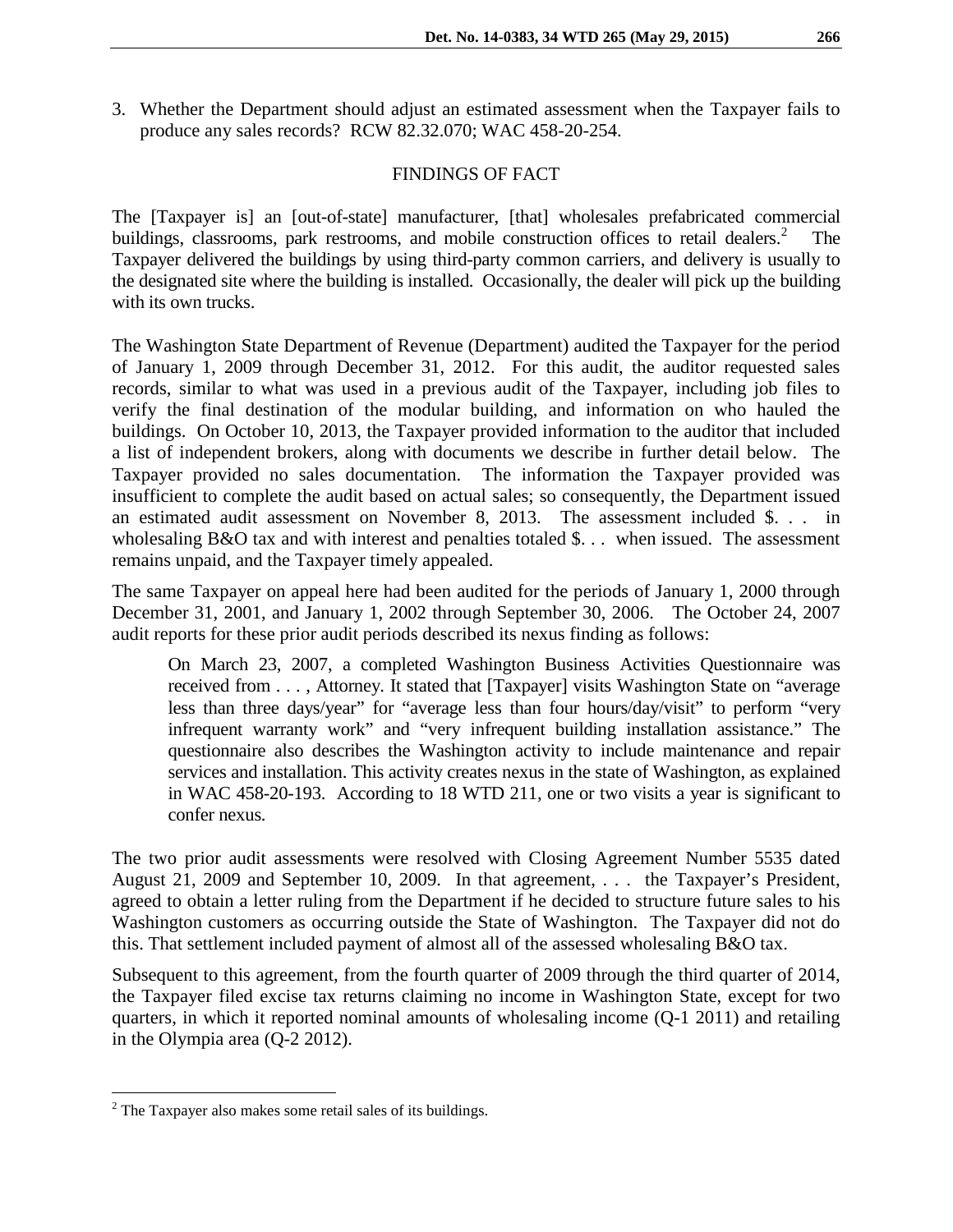3. Whether the Department should adjust an estimated assessment when the Taxpayer fails to produce any sales records? RCW 82.32.070; WAC 458-20-254.

## FINDINGS OF FACT

The [Taxpayer is] an [out-of-state] manufacturer, [that] wholesales prefabricated commercial buildings, classrooms, park restrooms, and mobile construction offices to retail dealers.[2] The Taxpayer delivered the buildings by using third-party common carriers, and delivery is usually to the designated site where the building is installed. Occasionally, the dealer will pick up the building with its own trucks.

The Washington State Department of Revenue (Department) audited the Taxpayer for the period of January 1, 2009 through December 31, 2012. For this audit, the auditor requested sales records, similar to what was used in a previous audit of the Taxpayer, including job files to verify the final destination of the modular building, and information on who hauled the buildings. On October 10, 2013, the Taxpayer provided information to the auditor that included a list of independent brokers, along with documents we describe in further detail below. The Taxpayer provided no sales documentation. The information the Taxpayer provided was insufficient to complete the audit based on actual sales; so consequently, the Department issued an estimated audit assessment on November 8, 2013. The assessment included $. . . in wholesaling B&O tax and with interest and penalties totaled $. . . when issued. The assessment remains unpaid, and the Taxpayer timely appealed.

The same Taxpayer on appeal here had been audited for the periods of January 1, 2000 through December 31, 2001, and January 1, 2002 through September 30, 2006. The October 24, 2007 audit reports for these prior audit periods described its nexus finding as follows:

> On March 23, 2007, a completed Washington Business Activities Questionnaire was received from . . . , Attorney. It stated that [Taxpayer] visits Washington State on "average less than three days/year" for "average less than four hours/day/visit" to perform "very infrequent warranty work" and "very infrequent building installation assistance." The questionnaire also describes the Washington activity to include maintenance and repair services and installation. This activity creates nexus in the state of Washington, as explained in WAC 458-20-193. According to 18 WTD 211, one or two visits a year is significant to confer nexus.

The two prior audit assessments were resolved with Closing Agreement Number 5535 dated August 21, 2009 and September 10, 2009. In that agreement, . . . the Taxpayer's President, agreed to obtain a letter ruling from the Department if he decided to structure future sales to his Washington customers as occurring outside the State of Washington. The Taxpayer did not do this. That settlement included payment of almost all of the assessed wholesaling B&O tax.

Subsequent to this agreement, from the fourth quarter of 2009 through the third quarter of 2014, the Taxpayer filed excise tax returns claiming no income in Washington State, except for two quarters, in which it reported nominal amounts of wholesaling income (Q-1 2011) and retailing in the Olympia area (Q-2 2012).

---

[2] The Taxpayer also makes some retail sales of its buildings.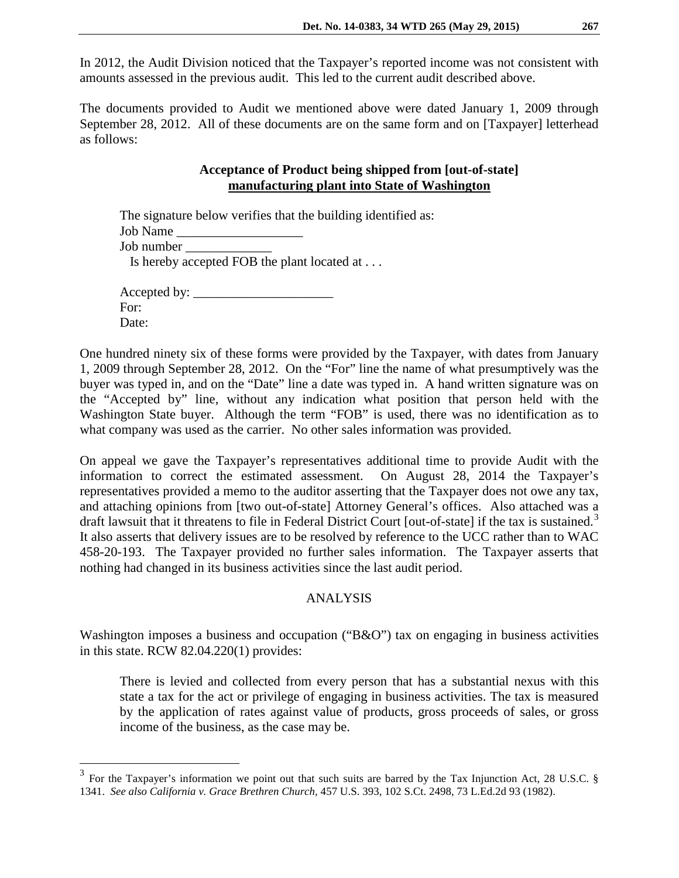In 2012, the Audit Division noticed that the Taxpayer's reported income was not consistent with amounts assessed in the previous audit. This led to the current audit described above.

The documents provided to Audit we mentioned above were dated January 1, 2009 through September 28, 2012. All of these documents are on the same form and on [Taxpayer] letterhead as follows:

> **Acceptance of Product being shipped from [out-of-state] manufacturing plant into State of Washington**
>
> The signature below verifies that the building identified as:
> Job Name ___________________
> Job number _____________
> Is hereby accepted FOB the plant located at . . .
>
> Accepted by: _____________________
> For:
> Date:

One hundred ninety six of these forms were provided by the Taxpayer, with dates from January 1, 2009 through September 28, 2012. On the "For" line the name of what presumptively was the buyer was typed in, and on the "Date" line a date was typed in. A hand written signature was on the "Accepted by" line, without any indication what position that person held with the Washington State buyer. Although the term "FOB" is used, there was no identification as to what company was used as the carrier. No other sales information was provided.

On appeal we gave the Taxpayer's representatives additional time to provide Audit with the information to correct the estimated assessment. On August 28, 2014 the Taxpayer's representatives provided a memo to the auditor asserting that the Taxpayer does not owe any tax, and attaching opinions from [two out-of-state] Attorney General's offices. Also attached was a draft lawsuit that it threatens to file in Federal District Court [out-of-state] if the tax is sustained.[3] It also asserts that delivery issues are to be resolved by reference to the UCC rather than to WAC 458-20-193. The Taxpayer provided no further sales information. The Taxpayer asserts that nothing had changed in its business activities since the last audit period.

## ANALYSIS

Washington imposes a business and occupation ("B&O") tax on engaging in business activities in this state. RCW 82.04.220(1) provides:

> There is levied and collected from every person that has a substantial nexus with this state a tax for the act or privilege of engaging in business activities. The tax is measured by the application of rates against value of products, gross proceeds of sales, or gross income of the business, as the case may be.

---

[3] For the Taxpayer's information we point out that such suits are barred by the Tax Injunction Act, 28 U.S.C. § 1341. *See also California v. Grace Brethren Church,* 457 U.S. 393, 102 S.Ct. 2498, 73 L.Ed.2d 93 (1982).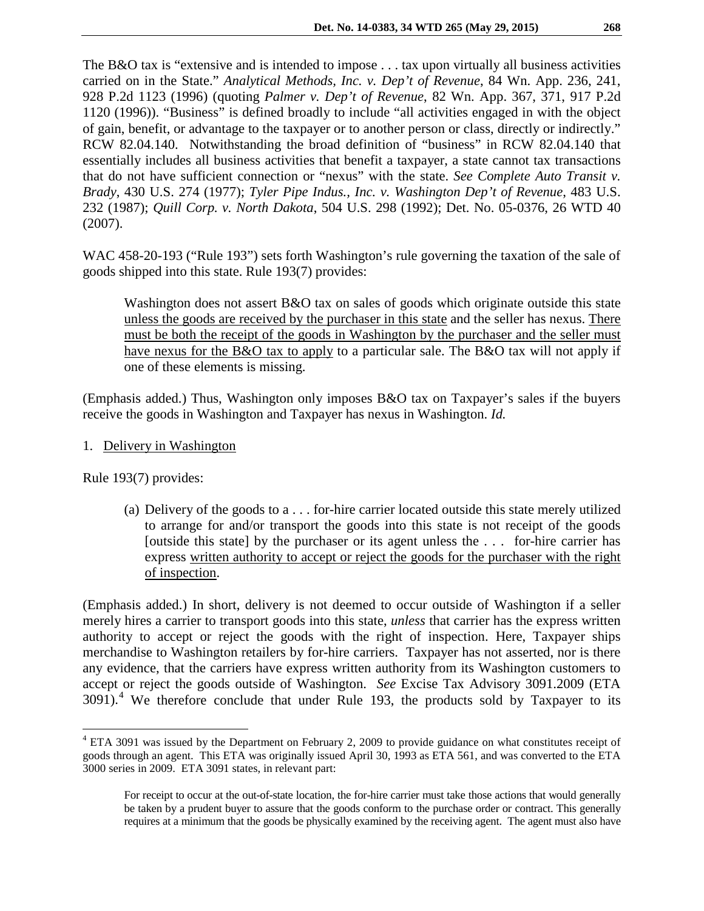The B&O tax is "extensive and is intended to impose . . . tax upon virtually all business activities carried on in the State." *Analytical Methods, Inc. v. Dep't of Revenue*, 84 Wn. App. 236, 241, 928 P.2d 1123 (1996) (quoting *Palmer v. Dep't of Revenue*, 82 Wn. App. 367, 371, 917 P.2d 1120 (1996)). "Business" is defined broadly to include "all activities engaged in with the object of gain, benefit, or advantage to the taxpayer or to another person or class, directly or indirectly." RCW 82.04.140. Notwithstanding the broad definition of "business" in RCW 82.04.140 that essentially includes all business activities that benefit a taxpayer, a state cannot tax transactions that do not have sufficient connection or "nexus" with the state. *See Complete Auto Transit v. Brady*, 430 U.S. 274 (1977); *Tyler Pipe Indus., Inc. v. Washington Dep't of Revenue*, 483 U.S. 232 (1987); *Quill Corp. v. North Dakota*, 504 U.S. 298 (1992); Det. No. 05-0376, 26 WTD 40 (2007).

WAC 458-20-193 ("Rule 193") sets forth Washington's rule governing the taxation of the sale of goods shipped into this state. Rule 193(7) provides:

> Washington does not assert B&O tax on sales of goods which originate outside this state <u>unless the goods are received by the purchaser in this state</u> and the seller has nexus. <u>There must be both the receipt of the goods in Washington by the purchaser and the seller must have nexus for the B&O tax to apply</u> to a particular sale. The B&O tax will not apply if one of these elements is missing.

(Emphasis added.) Thus, Washington only imposes B&O tax on Taxpayer's sales if the buyers receive the goods in Washington and Taxpayer has nexus in Washington. *Id.*

1. <u>Delivery in Washington</u>

Rule 193(7) provides:

> (a) Delivery of the goods to a . . . for-hire carrier located outside this state merely utilized to arrange for and/or transport the goods into this state is not receipt of the goods [outside this state] by the purchaser or its agent unless the . . . for-hire carrier has express <u>written authority to accept or reject the goods for the purchaser with the right of inspection</u>.

(Emphasis added.) In short, delivery is not deemed to occur outside of Washington if a seller merely hires a carrier to transport goods into this state, *unless* that carrier has the express written authority to accept or reject the goods with the right of inspection. Here, Taxpayer ships merchandise to Washington retailers by for-hire carriers. Taxpayer has not asserted, nor is there any evidence, that the carriers have express written authority from its Washington customers to accept or reject the goods outside of Washington. *See* Excise Tax Advisory 3091.2009 (ETA 3091).[4] We therefore conclude that under Rule 193, the products sold by Taxpayer to its

---

[4] ETA 3091 was issued by the Department on February 2, 2009 to provide guidance on what constitutes receipt of goods through an agent. This ETA was originally issued April 30, 1993 as ETA 561, and was converted to the ETA 3000 series in 2009. ETA 3091 states, in relevant part:

> For receipt to occur at the out-of-state location, the for-hire carrier must take those actions that would generally be taken by a prudent buyer to assure that the goods conform to the purchase order or contract. This generally requires at a minimum that the goods be physically examined by the receiving agent. The agent must also have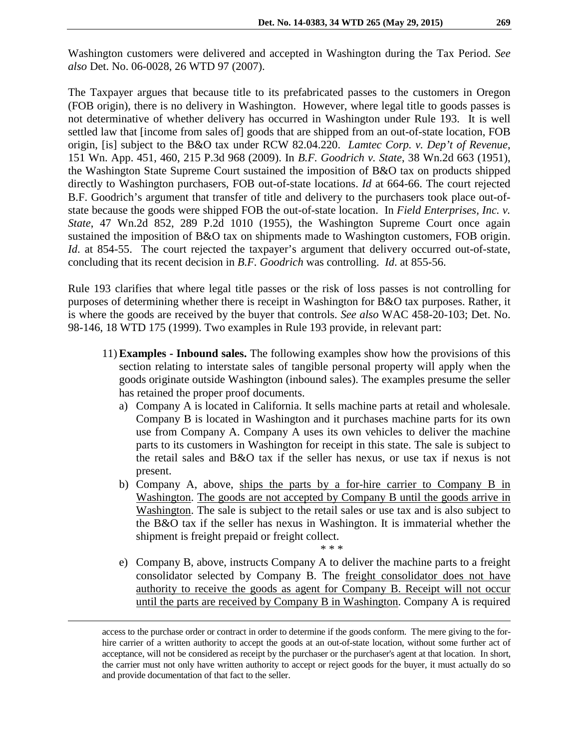Washington customers were delivered and accepted in Washington during the Tax Period. *See also* Det. No. 06-0028, 26 WTD 97 (2007).

The Taxpayer argues that because title to its prefabricated passes to the customers in Oregon (FOB origin), there is no delivery in Washington. However, where legal title to goods passes is not determinative of whether delivery has occurred in Washington under Rule 193. It is well settled law that [income from sales of] goods that are shipped from an out-of-state location, FOB origin, [is] subject to the B&O tax under RCW 82.04.220. *Lamtec Corp. v. Dep't of Revenue*, 151 Wn. App. 451, 460, 215 P.3d 968 (2009). In *B.F. Goodrich v. State*, 38 Wn.2d 663 (1951), the Washington State Supreme Court sustained the imposition of B&O tax on products shipped directly to Washington purchasers, FOB out-of-state locations. *Id* at 664-66. The court rejected B.F. Goodrich's argument that transfer of title and delivery to the purchasers took place out-of-state because the goods were shipped FOB the out-of-state location. In *Field Enterprises, Inc. v. State*, 47 Wn.2d 852, 289 P.2d 1010 (1955), the Washington Supreme Court once again sustained the imposition of B&O tax on shipments made to Washington customers, FOB origin. *Id*. at 854-55. The court rejected the taxpayer's argument that delivery occurred out-of-state, concluding that its recent decision in *B.F. Goodrich* was controlling. *Id*. at 855-56.

Rule 193 clarifies that where legal title passes or the risk of loss passes is not controlling for purposes of determining whether there is receipt in Washington for B&O tax purposes. Rather, it is where the goods are received by the buyer that controls. *See also* WAC 458-20-103; Det. No. 98-146, 18 WTD 175 (1999). Two examples in Rule 193 provide, in relevant part:

> 11) **Examples - Inbound sales.** The following examples show how the provisions of this section relating to interstate sales of tangible personal property will apply when the goods originate outside Washington (inbound sales). The examples presume the seller has retained the proper proof documents.
>
> a) Company A is located in California. It sells machine parts at retail and wholesale. Company B is located in Washington and it purchases machine parts for its own use from Company A. Company A uses its own vehicles to deliver the machine parts to its customers in Washington for receipt in this state. The sale is subject to the retail sales and B&O tax if the seller has nexus, or use tax if nexus is not present.
>
> b) Company A, above, <u>ships the parts by a for-hire carrier to Company B in Washington</u>. <u>The goods are not accepted by Company B until the goods arrive in Washington</u>. The sale is subject to the retail sales or use tax and is also subject to the B&O tax if the seller has nexus in Washington. It is immaterial whether the shipment is freight prepaid or freight collect.
>
> \* \* \*
>
> e) Company B, above, instructs Company A to deliver the machine parts to a freight consolidator selected by Company B. The <u>freight consolidator does not have authority to receive the goods as agent for Company B. Receipt will not occur until the parts are received by Company B in Washington</u>. Company A is required

---

access to the purchase order or contract in order to determine if the goods conform. The mere giving to the for-hire carrier of a written authority to accept the goods at an out-of-state location, without some further act of acceptance, will not be considered as receipt by the purchaser or the purchaser's agent at that location. In short, the carrier must not only have written authority to accept or reject goods for the buyer, it must actually do so and provide documentation of that fact to the seller.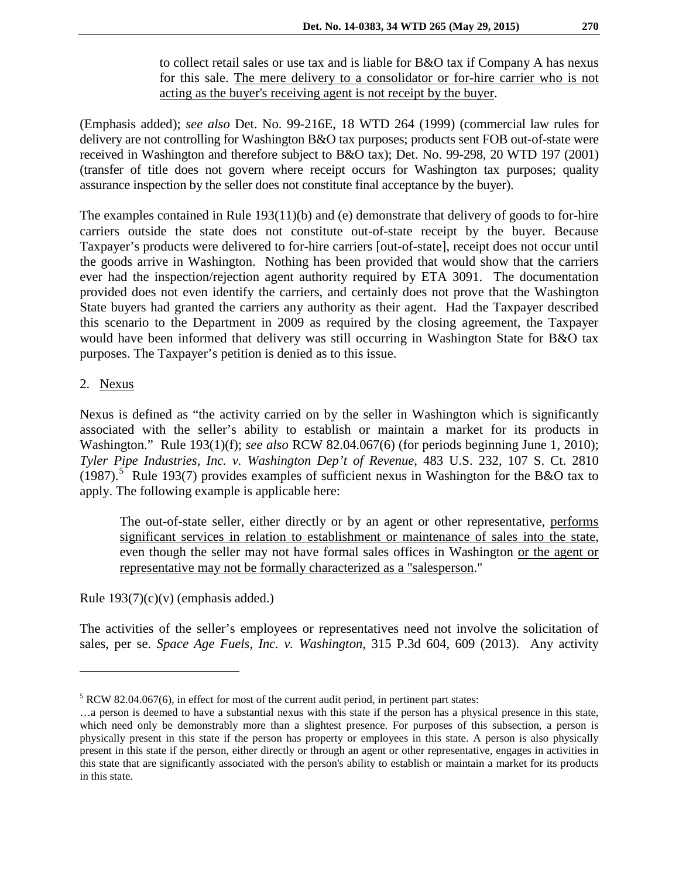to collect retail sales or use tax and is liable for B&O tax if Company A has nexus for this sale. <u>The mere delivery to a consolidator or for-hire carrier who is not acting as the buyer's receiving agent is not receipt by the buyer</u>.

(Emphasis added); *see also* Det. No. 99-216E, 18 WTD 264 (1999) (commercial law rules for delivery are not controlling for Washington B&O tax purposes; products sent FOB out-of-state were received in Washington and therefore subject to B&O tax); Det. No. 99-298, 20 WTD 197 (2001) (transfer of title does not govern where receipt occurs for Washington tax purposes; quality assurance inspection by the seller does not constitute final acceptance by the buyer).

The examples contained in Rule 193(11)(b) and (e) demonstrate that delivery of goods to for-hire carriers outside the state does not constitute out-of-state receipt by the buyer. Because Taxpayer's products were delivered to for-hire carriers [out-of-state], receipt does not occur until the goods arrive in Washington. Nothing has been provided that would show that the carriers ever had the inspection/rejection agent authority required by ETA 3091. The documentation provided does not even identify the carriers, and certainly does not prove that the Washington State buyers had granted the carriers any authority as their agent. Had the Taxpayer described this scenario to the Department in 2009 as required by the closing agreement, the Taxpayer would have been informed that delivery was still occurring in Washington State for B&O tax purposes. The Taxpayer's petition is denied as to this issue.

2. <u>Nexus</u>

Nexus is defined as "the activity carried on by the seller in Washington which is significantly associated with the seller's ability to establish or maintain a market for its products in Washington." Rule 193(1)(f); *see also* RCW 82.04.067(6) (for periods beginning June 1, 2010); *Tyler Pipe Industries, Inc. v. Washington Dep't of Revenue*, 483 U.S. 232, 107 S. Ct. 2810 (1987).[5] Rule 193(7) provides examples of sufficient nexus in Washington for the B&O tax to apply. The following example is applicable here:

> The out-of-state seller, either directly or by an agent or other representative, <u>performs significant services in relation to establishment or maintenance of sales into the state</u>, even though the seller may not have formal sales offices in Washington <u>or the agent or representative may not be formally characterized as a "salesperson</u>."

Rule 193(7)(c)(v) (emphasis added.)

The activities of the seller's employees or representatives need not involve the solicitation of sales, per se. *Space Age Fuels, Inc. v. Washington*, 315 P.3d 604, 609 (2013). Any activity

---

[5] RCW 82.04.067(6), in effect for most of the current audit period, in pertinent part states:

…a person is deemed to have a substantial nexus with this state if the person has a physical presence in this state, which need only be demonstrably more than a slightest presence. For purposes of this subsection, a person is physically present in this state if the person has property or employees in this state. A person is also physically present in this state if the person, either directly or through an agent or other representative, engages in activities in this state that are significantly associated with the person's ability to establish or maintain a market for its products in this state.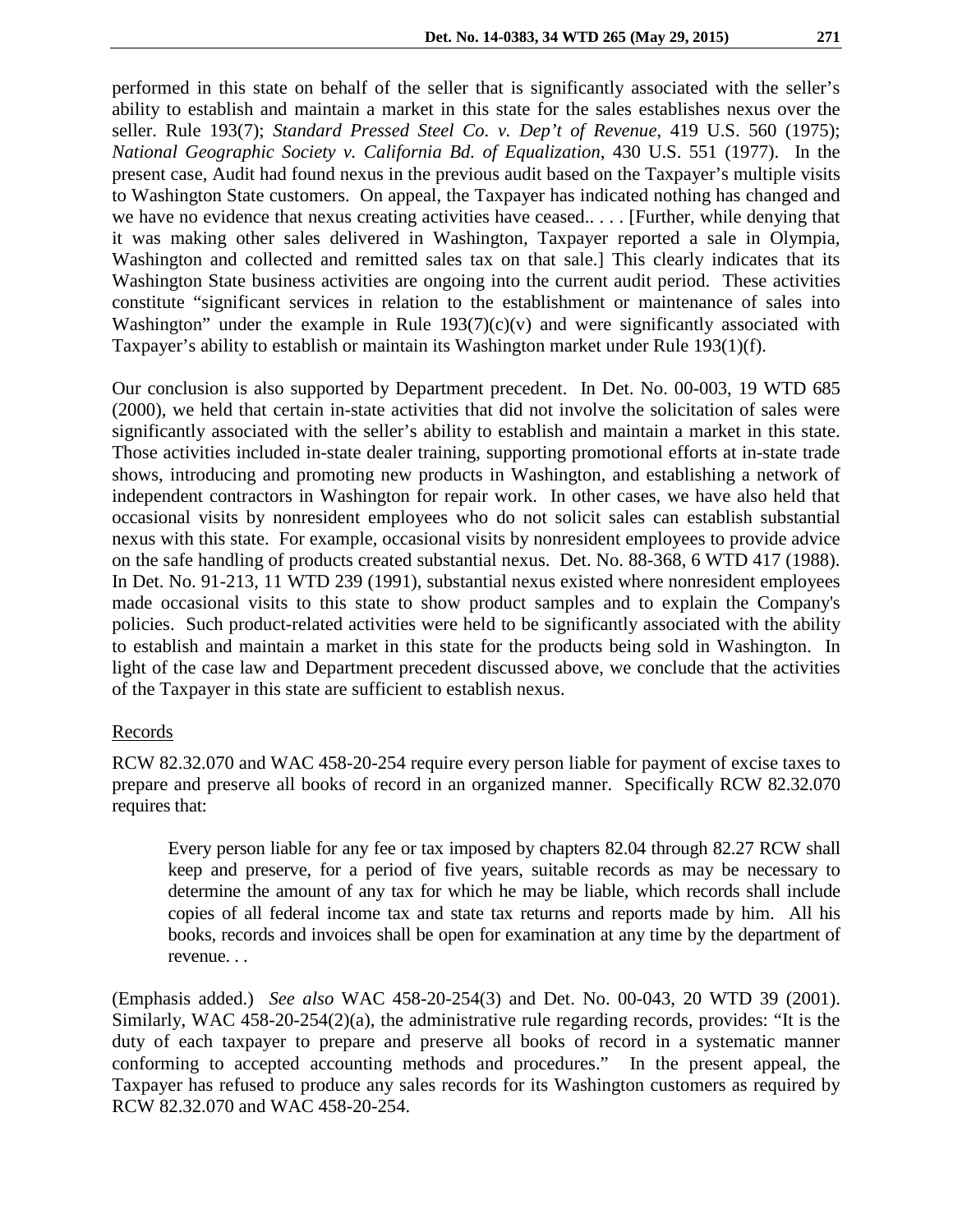performed in this state on behalf of the seller that is significantly associated with the seller's ability to establish and maintain a market in this state for the sales establishes nexus over the seller. Rule 193(7); *Standard Pressed Steel Co. v. Dep't of Revenue*, 419 U.S. 560 (1975); *National Geographic Society v. California Bd. of Equalization*, 430 U.S. 551 (1977). In the present case, Audit had found nexus in the previous audit based on the Taxpayer's multiple visits to Washington State customers. On appeal, the Taxpayer has indicated nothing has changed and we have no evidence that nexus creating activities have ceased.. . . . [Further, while denying that it was making other sales delivered in Washington, Taxpayer reported a sale in Olympia, Washington and collected and remitted sales tax on that sale.] This clearly indicates that its Washington State business activities are ongoing into the current audit period. These activities constitute "significant services in relation to the establishment or maintenance of sales into Washington" under the example in Rule 193(7)(c)(v) and were significantly associated with Taxpayer's ability to establish or maintain its Washington market under Rule 193(1)(f).

Our conclusion is also supported by Department precedent. In Det. No. 00-003, 19 WTD 685 (2000), we held that certain in-state activities that did not involve the solicitation of sales were significantly associated with the seller's ability to establish and maintain a market in this state. Those activities included in-state dealer training, supporting promotional efforts at in-state trade shows, introducing and promoting new products in Washington, and establishing a network of independent contractors in Washington for repair work. In other cases, we have also held that occasional visits by nonresident employees who do not solicit sales can establish substantial nexus with this state. For example, occasional visits by nonresident employees to provide advice on the safe handling of products created substantial nexus. Det. No. 88-368, 6 WTD 417 (1988). In Det. No. 91-213, 11 WTD 239 (1991), substantial nexus existed where nonresident employees made occasional visits to this state to show product samples and to explain the Company's policies. Such product-related activities were held to be significantly associated with the ability to establish and maintain a market in this state for the products being sold in Washington. In light of the case law and Department precedent discussed above, we conclude that the activities of the Taxpayer in this state are sufficient to establish nexus.

Records

RCW 82.32.070 and WAC 458-20-254 require every person liable for payment of excise taxes to prepare and preserve all books of record in an organized manner. Specifically RCW 82.32.070 requires that:

> Every person liable for any fee or tax imposed by chapters 82.04 through 82.27 RCW shall keep and preserve, for a period of five years, suitable records as may be necessary to determine the amount of any tax for which he may be liable, which records shall include copies of all federal income tax and state tax returns and reports made by him. All his books, records and invoices shall be open for examination at any time by the department of revenue. . .

(Emphasis added.) *See also* WAC 458-20-254(3) and Det. No. 00-043, 20 WTD 39 (2001). Similarly, WAC 458-20-254(2)(a), the administrative rule regarding records, provides: "It is the duty of each taxpayer to prepare and preserve all books of record in a systematic manner conforming to accepted accounting methods and procedures." In the present appeal, the Taxpayer has refused to produce any sales records for its Washington customers as required by RCW 82.32.070 and WAC 458-20-254.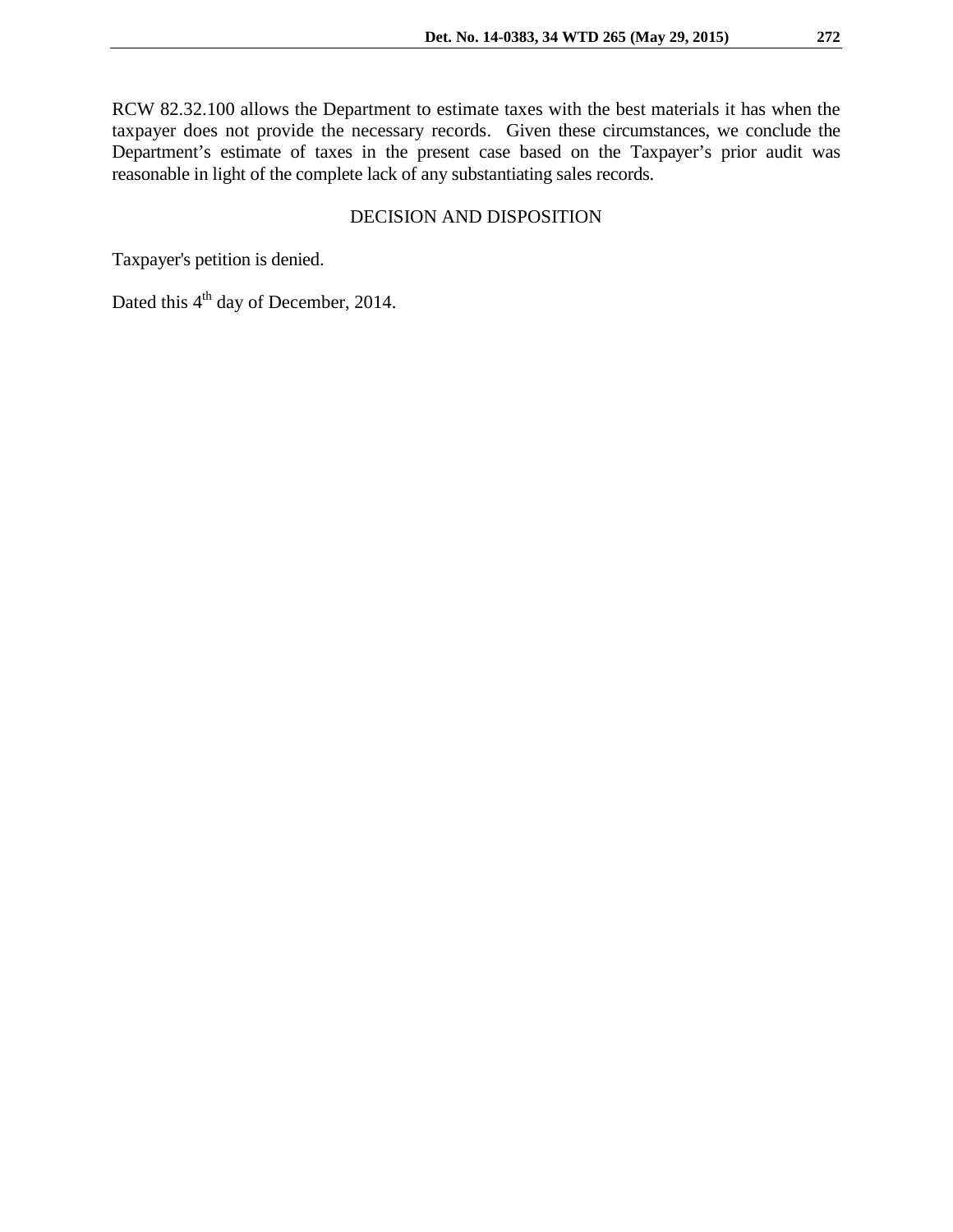RCW 82.32.100 allows the Department to estimate taxes with the best materials it has when the taxpayer does not provide the necessary records. Given these circumstances, we conclude the Department's estimate of taxes in the present case based on the Taxpayer's prior audit was reasonable in light of the complete lack of any substantiating sales records.

## DECISION AND DISPOSITION

Taxpayer's petition is denied.

Dated this 4th day of December, 2014.